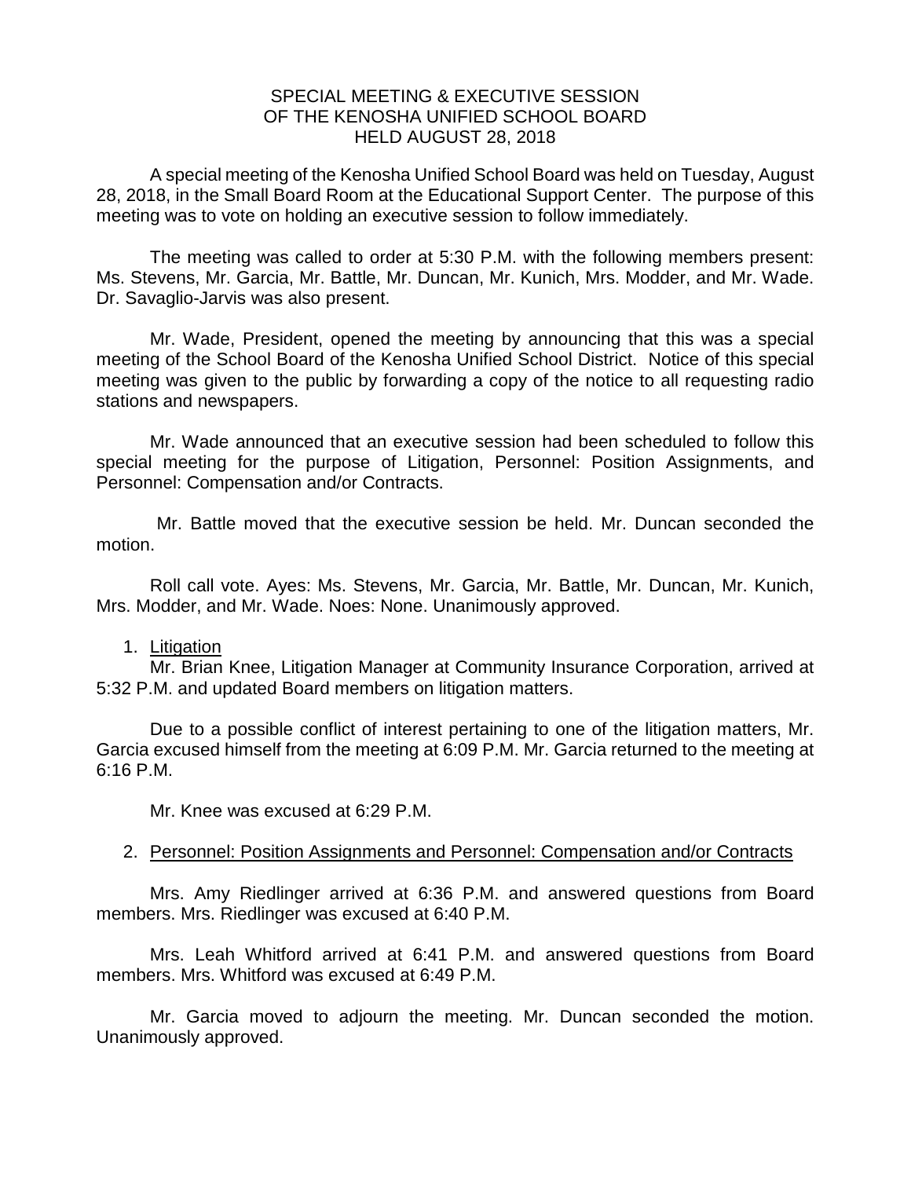# SPECIAL MEETING & EXECUTIVE SESSION OF THE KENOSHA UNIFIED SCHOOL BOARD HELD AUGUST 28, 2018

A special meeting of the Kenosha Unified School Board was held on Tuesday, August 28, 2018, in the Small Board Room at the Educational Support Center. The purpose of this meeting was to vote on holding an executive session to follow immediately.

The meeting was called to order at 5:30 P.M. with the following members present: Ms. Stevens, Mr. Garcia, Mr. Battle, Mr. Duncan, Mr. Kunich, Mrs. Modder, and Mr. Wade. Dr. Savaglio-Jarvis was also present.

Mr. Wade, President, opened the meeting by announcing that this was a special meeting of the School Board of the Kenosha Unified School District. Notice of this special meeting was given to the public by forwarding a copy of the notice to all requesting radio stations and newspapers.

Mr. Wade announced that an executive session had been scheduled to follow this special meeting for the purpose of Litigation, Personnel: Position Assignments, and Personnel: Compensation and/or Contracts.

Mr. Battle moved that the executive session be held. Mr. Duncan seconded the motion.

Roll call vote. Ayes: Ms. Stevens, Mr. Garcia, Mr. Battle, Mr. Duncan, Mr. Kunich, Mrs. Modder, and Mr. Wade. Noes: None. Unanimously approved.

1. <u>Litigation</u>

Mr. Brian Knee, Litigation Manager at Community Insurance Corporation, arrived at 5:32 P.M. and updated Board members on litigation matters.

Due to a possible conflict of interest pertaining to one of the litigation matters, Mr. Garcia excused himself from the meeting at 6:09 P.M. Mr. Garcia returned to the meeting at 6:16 P.M.

Mr. Knee was excused at 6:29 P.M.

2. <u>Personnel: Position Assignments and Personnel: Compensation and/or Contracts</u>

Mrs. Amy Riedlinger arrived at 6:36 P.M. and answered questions from Board members. Mrs. Riedlinger was excused at 6:40 P.M.

Mrs. Leah Whitford arrived at 6:41 P.M. and answered questions from Board members. Mrs. Whitford was excused at 6:49 P.M.

Mr. Garcia moved to adjourn the meeting. Mr. Duncan seconded the motion. Unanimously approved.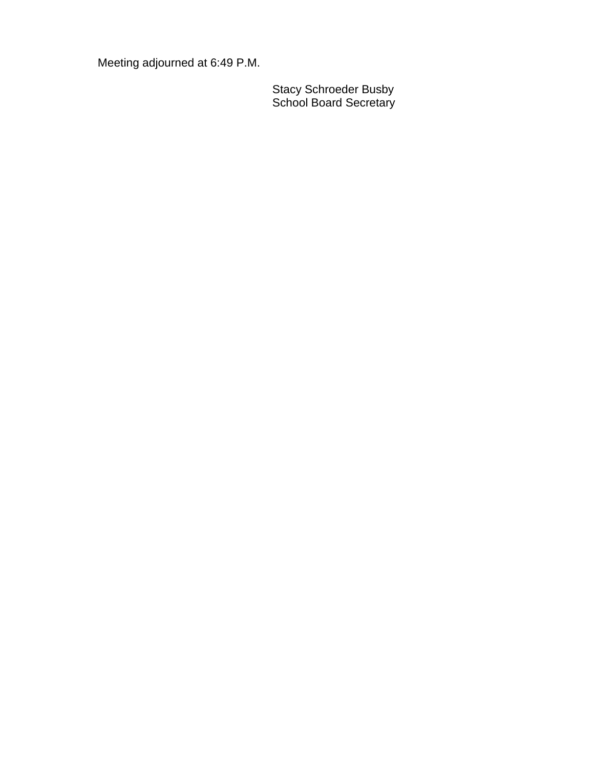Meeting adjourned at 6:49 P.M.

Stacy Schroeder Busby
School Board Secretary